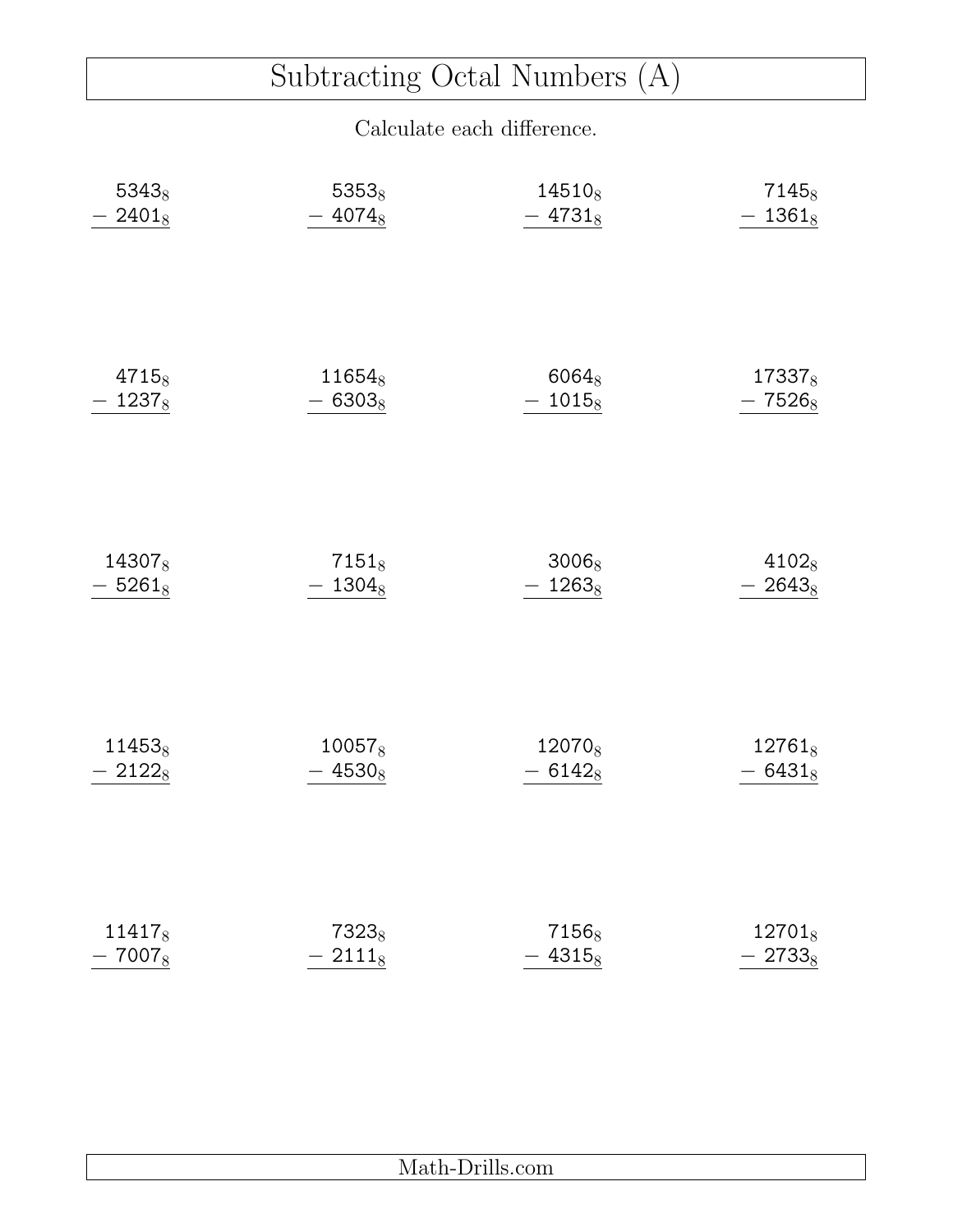# Subtracting Octal Numbers (A)

Calculate each difference.

| | | | |
|---|---|---|---|
| $\begin{array}{r} 5343_8 \\ -\ 2401_8 \\ \hline \end{array}$ | $\begin{array}{r} 5353_8 \\ -\ 4074_8 \\ \hline \end{array}$ | $\begin{array}{r} 14510_8 \\ -\ 4731_8 \\ \hline \end{array}$ | $\begin{array}{r} 7145_8 \\ -\ 1361_8 \\ \hline \end{array}$ |
| $\begin{array}{r} 4715_8 \\ -\ 1237_8 \\ \hline \end{array}$ | $\begin{array}{r} 11654_8 \\ -\ 6303_8 \\ \hline \end{array}$ | $\begin{array}{r} 6064_8 \\ -\ 1015_8 \\ \hline \end{array}$ | $\begin{array}{r} 17337_8 \\ -\ 7526_8 \\ \hline \end{array}$ |
| $\begin{array}{r} 14307_8 \\ -\ 5261_8 \\ \hline \end{array}$ | $\begin{array}{r} 7151_8 \\ -\ 1304_8 \\ \hline \end{array}$ | $\begin{array}{r} 3006_8 \\ -\ 1263_8 \\ \hline \end{array}$ | $\begin{array}{r} 4102_8 \\ -\ 2643_8 \\ \hline \end{array}$ |
| $\begin{array}{r} 11453_8 \\ -\ 2122_8 \\ \hline \end{array}$ | $\begin{array}{r} 10057_8 \\ -\ 4530_8 \\ \hline \end{array}$ | $\begin{array}{r} 12070_8 \\ -\ 6142_8 \\ \hline \end{array}$ | $\begin{array}{r} 12761_8 \\ -\ 6431_8 \\ \hline \end{array}$ |
| $\begin{array}{r} 11417_8 \\ -\ 7007_8 \\ \hline \end{array}$ | $\begin{array}{r} 7323_8 \\ -\ 2111_8 \\ \hline \end{array}$ | $\begin{array}{r} 7156_8 \\ -\ 4315_8 \\ \hline \end{array}$ | $\begin{array}{r} 12701_8 \\ -\ 2733_8 \\ \hline \end{array}$ |

Math-Drills.com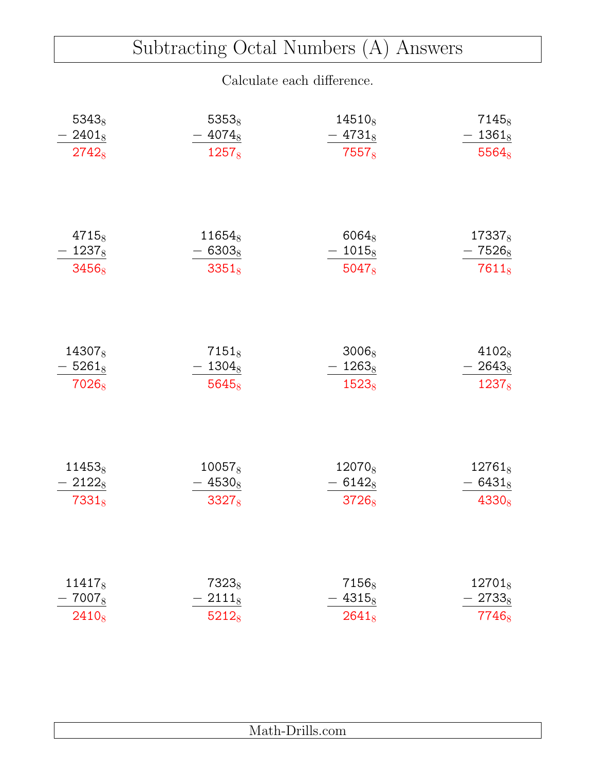# Subtracting Octal Numbers (A) Answers

Calculate each difference.

| | | | |
|---|---|---|---|
| $5343_8 - 2401_8 = 2742_8$ | $5353_8 - 4074_8 = 1257_8$ | $14510_8 - 4731_8 = 7557_8$ | $7145_8 - 1361_8 = 5564_8$ |
| $4715_8 - 1237_8 = 3456_8$ | $11654_8 - 6303_8 = 3351_8$ | $6064_8 - 1015_8 = 5047_8$ | $17337_8 - 7526_8 = 7611_8$ |
| $14307_8 - 5261_8 = 7026_8$ | $7151_8 - 1304_8 = 5645_8$ | $3006_8 - 1263_8 = 1523_8$ | $4102_8 - 2643_8 = 1237_8$ |
| $11453_8 - 2122_8 = 7331_8$ | $10057_8 - 4530_8 = 3327_8$ | $12070_8 - 6142_8 = 3726_8$ | $12761_8 - 6431_8 = 4330_8$ |
| $11417_8 - 7007_8 = 2410_8$ | $7323_8 - 2111_8 = 5212_8$ | $7156_8 - 4315_8 = 2641_8$ | $12701_8 - 2733_8 = 7746_8$ |

Math-Drills.com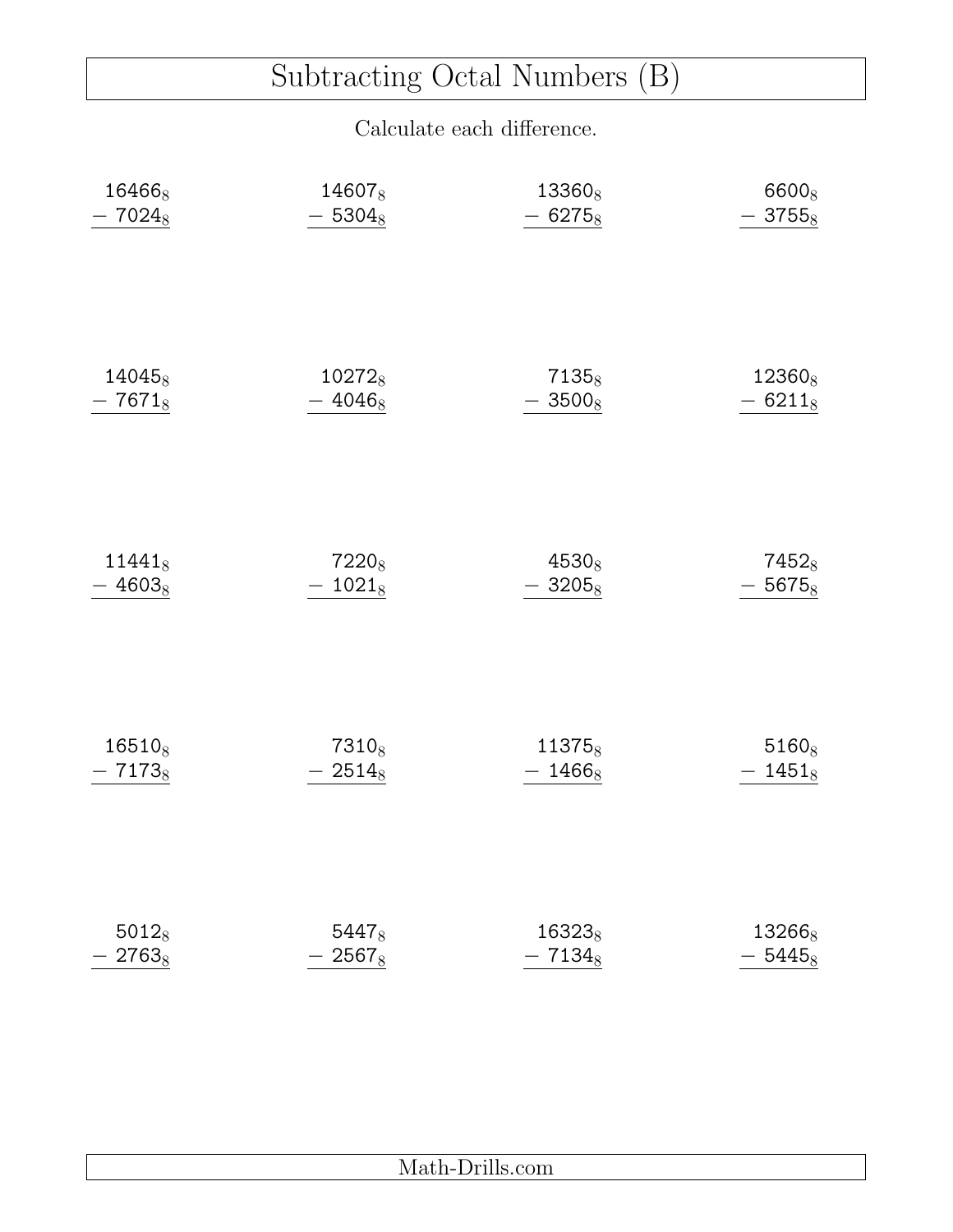# Subtracting Octal Numbers (B)

Calculate each difference.

| | | | |
|---|---|---|---|
| $16466_8 - 7024_8$ | $14607_8 - 5304_8$ | $13360_8 - 6275_8$ | $6600_8 - 3755_8$ |
| $14045_8 - 7671_8$ | $10272_8 - 4046_8$ | $7135_8 - 3500_8$ | $12360_8 - 6211_8$ |
| $11441_8 - 4603_8$ | $7220_8 - 1021_8$ | $4530_8 - 3205_8$ | $7452_8 - 5675_8$ |
| $16510_8 - 7173_8$ | $7310_8 - 2514_8$ | $11375_8 - 1466_8$ | $5160_8 - 1451_8$ |
| $5012_8 - 2763_8$ | $5447_8 - 2567_8$ | $16323_8 - 7134_8$ | $13266_8 - 5445_8$ |

Math-Drills.com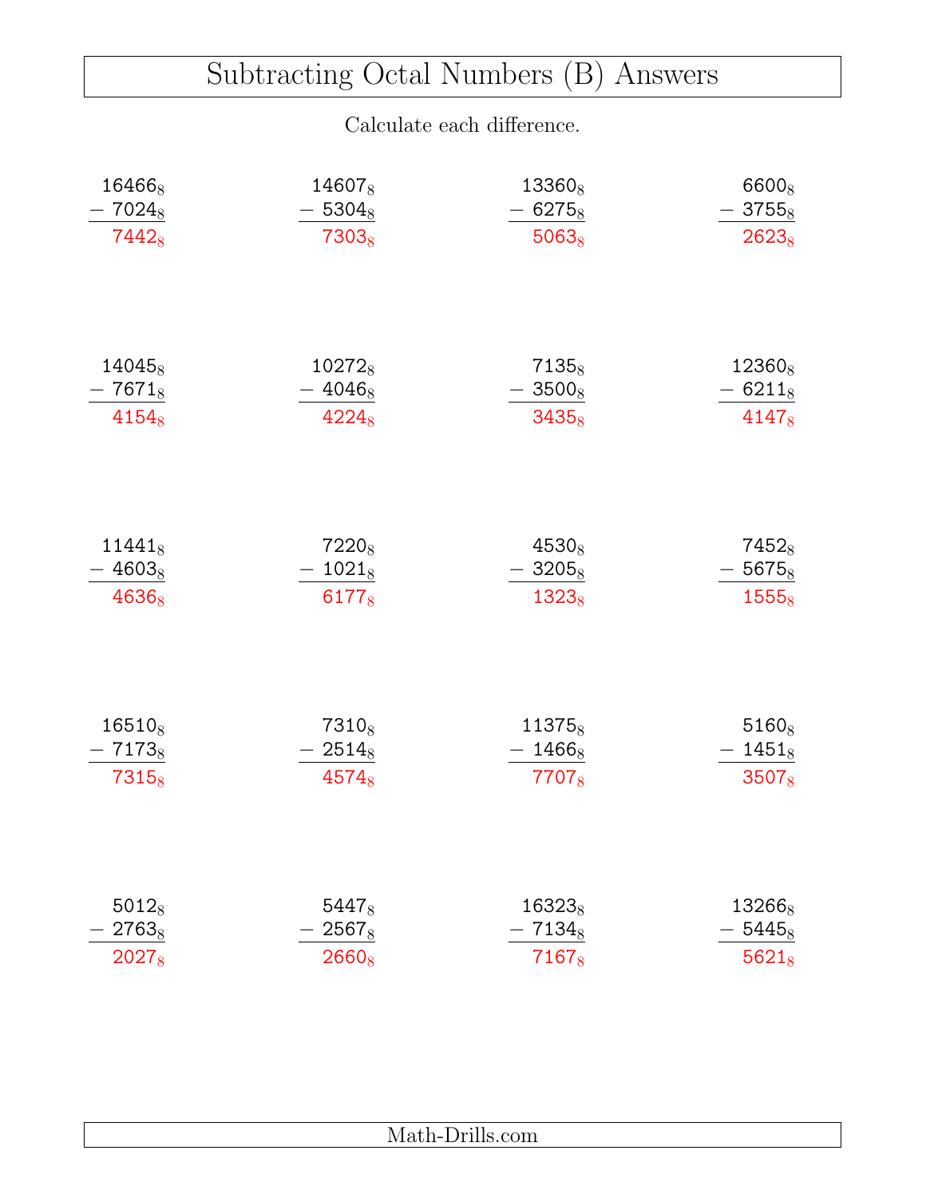# Subtracting Octal Numbers (B) Answers

Calculate each difference.

| | | | |
|---|---|---|---|
| $16466_8 - 7024_8 = 7442_8$ | $14607_8 - 5304_8 = 7303_8$ | $13360_8 - 6275_8 = 5063_8$ | $6600_8 - 3755_8 = 2623_8$ |
| $14045_8 - 7671_8 = 4154_8$ | $10272_8 - 4046_8 = 4224_8$ | $7135_8 - 3500_8 = 3435_8$ | $12360_8 - 6211_8 = 4147_8$ |
| $11441_8 - 4603_8 = 4636_8$ | $7220_8 - 1021_8 = 6177_8$ | $4530_8 - 3205_8 = 1323_8$ | $7452_8 - 5675_8 = 1555_8$ |
| $16510_8 - 7173_8 = 7315_8$ | $7310_8 - 2514_8 = 4574_8$ | $11375_8 - 1466_8 = 7707_8$ | $5160_8 - 1451_8 = 3507_8$ |
| $5012_8 - 2763_8 = 2027_8$ | $5447_8 - 2567_8 = 2660_8$ | $16323_8 - 7134_8 = 7167_8$ | $13266_8 - 5445_8 = 5621_8$ |

Math-Drills.com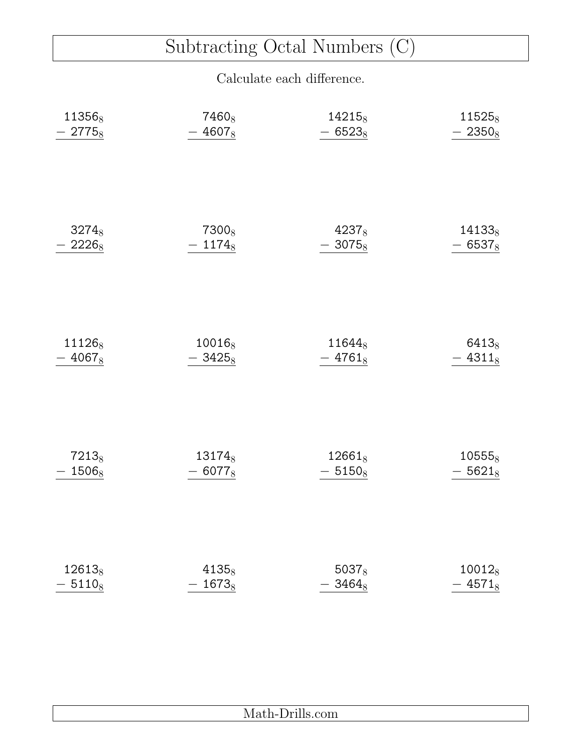# Subtracting Octal Numbers (C)

Calculate each difference.

| | | | |
|---|---|---|---|
| $11356_8 - 2775_8$ | $7460_8 - 4607_8$ | $14215_8 - 6523_8$ | $11525_8 - 2350_8$ |
| $3274_8 - 2226_8$ | $7300_8 - 1174_8$ | $4237_8 - 3075_8$ | $14133_8 - 6537_8$ |
| $11126_8 - 4067_8$ | $10016_8 - 3425_8$ | $11644_8 - 4761_8$ | $6413_8 - 4311_8$ |
| $7213_8 - 1506_8$ | $13174_8 - 6077_8$ | $12661_8 - 5150_8$ | $10555_8 - 5621_8$ |
| $12613_8 - 5110_8$ | $4135_8 - 1673_8$ | $5037_8 - 3464_8$ | $10012_8 - 4571_8$ |

Math-Drills.com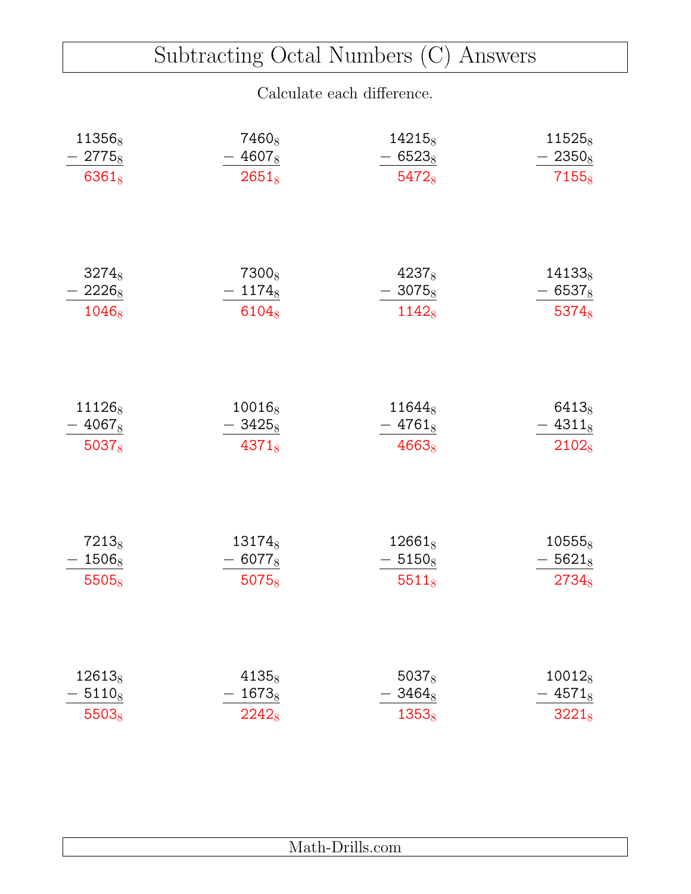# Subtracting Octal Numbers (C) Answers

Calculate each difference.

| | | | |
|---|---|---|---|
| $11356_8 - 2775_8 = 6361_8$ | $7460_8 - 4607_8 = 2651_8$ | $14215_8 - 6523_8 = 5472_8$ | $11525_8 - 2350_8 = 7155_8$ |
| $3274_8 - 2226_8 = 1046_8$ | $7300_8 - 1174_8 = 6104_8$ | $4237_8 - 3075_8 = 1142_8$ | $14133_8 - 6537_8 = 5374_8$ |
| $11126_8 - 4067_8 = 5037_8$ | $10016_8 - 3425_8 = 4371_8$ | $11644_8 - 4761_8 = 4663_8$ | $6413_8 - 4311_8 = 2102_8$ |
| $7213_8 - 1506_8 = 5505_8$ | $13174_8 - 6077_8 = 5075_8$ | $12661_8 - 5150_8 = 5511_8$ | $10555_8 - 5621_8 = 2734_8$ |
| $12613_8 - 5110_8 = 5503_8$ | $4135_8 - 1673_8 = 2242_8$ | $5037_8 - 3464_8 = 1353_8$ | $10012_8 - 4571_8 = 3221_8$ |

Math-Drills.com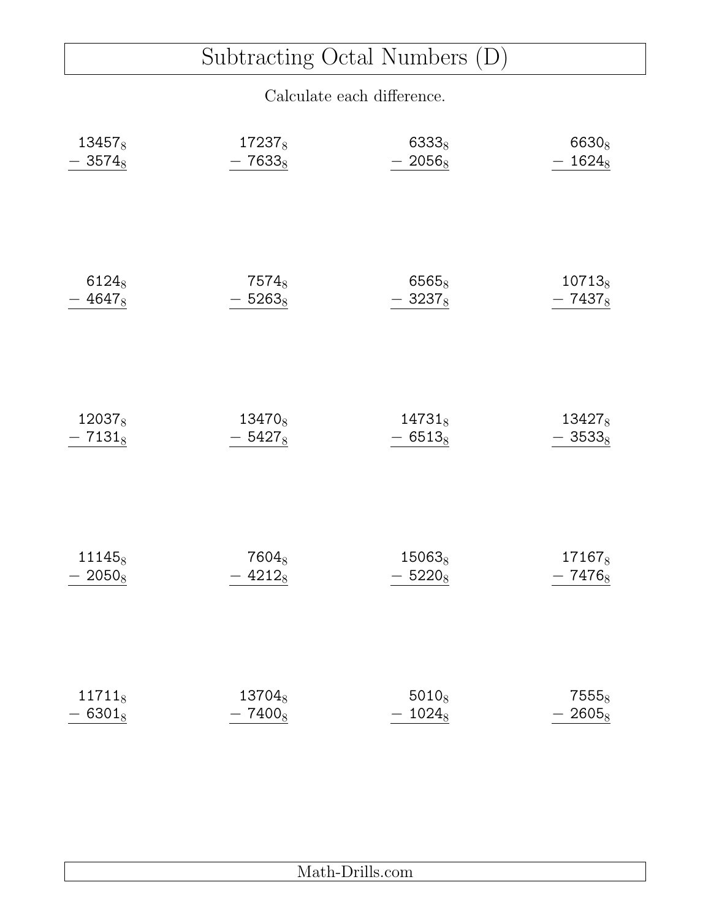# Subtracting Octal Numbers (D)

Calculate each difference.

| | | | |
|---|---|---|---|
| $13457_8 - 3574_8$ | $17237_8 - 7633_8$ | $6333_8 - 2056_8$ | $6630_8 - 1624_8$ |
| $6124_8 - 4647_8$ | $7574_8 - 5263_8$ | $6565_8 - 3237_8$ | $10713_8 - 7437_8$ |
| $12037_8 - 7131_8$ | $13470_8 - 5427_8$ | $14731_8 - 6513_8$ | $13427_8 - 3533_8$ |
| $11145_8 - 2050_8$ | $7604_8 - 4212_8$ | $15063_8 - 5220_8$ | $17167_8 - 7476_8$ |
| $11711_8 - 6301_8$ | $13704_8 - 7400_8$ | $5010_8 - 1024_8$ | $7555_8 - 2605_8$ |

Math-Drills.com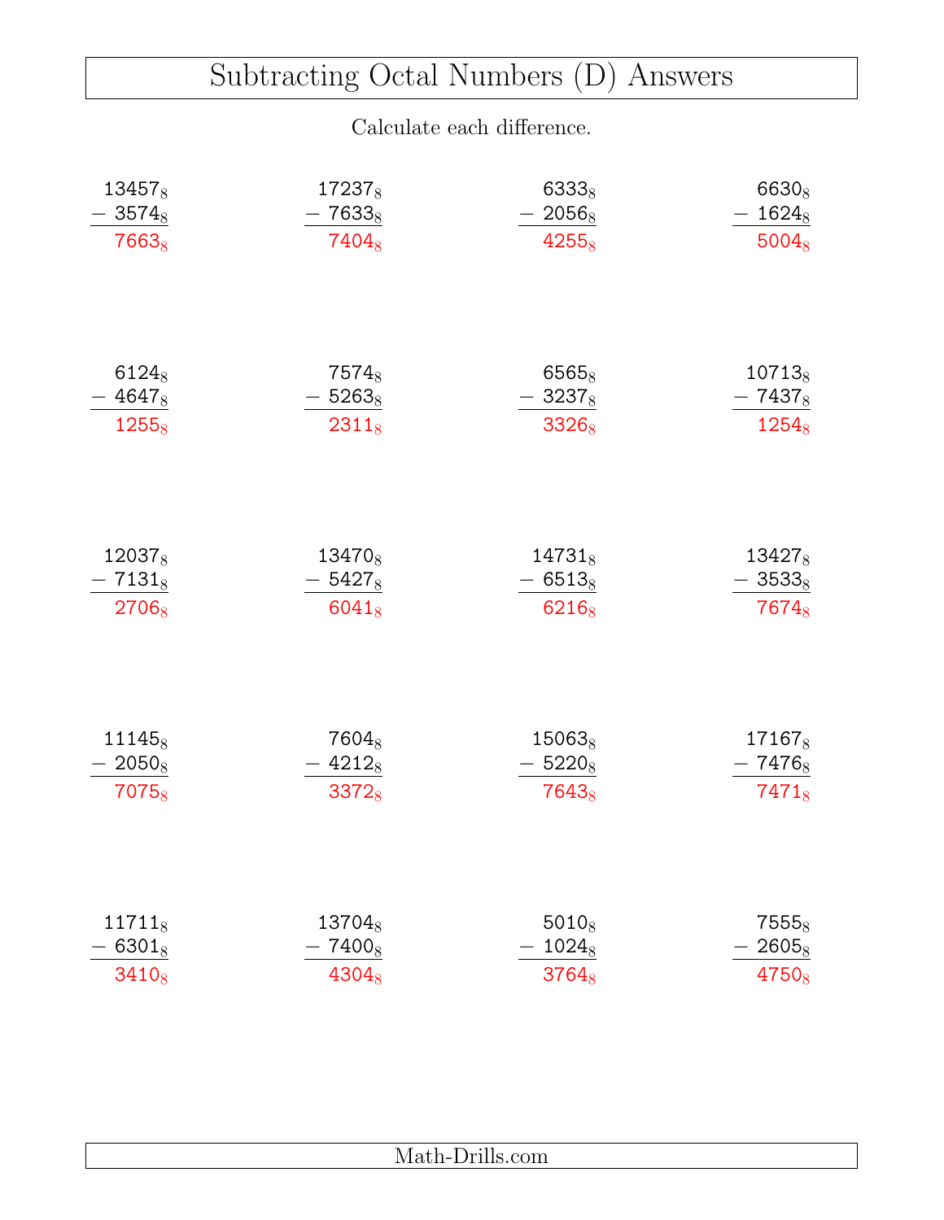# Subtracting Octal Numbers (D) Answers

Calculate each difference.

$$\begin{array}{r} 13457_8 \\ -\ 3574_8 \\ \hline 7663_8 \end{array} \qquad \begin{array}{r} 17237_8 \\ -\ 7633_8 \\ \hline 7404_8 \end{array} \qquad \begin{array}{r} 6333_8 \\ -\ 2056_8 \\ \hline 4255_8 \end{array} \qquad \begin{array}{r} 6630_8 \\ -\ 1624_8 \\ \hline 5004_8 \end{array}$$

$$\begin{array}{r} 6124_8 \\ -\ 4647_8 \\ \hline 1255_8 \end{array} \qquad \begin{array}{r} 7574_8 \\ -\ 5263_8 \\ \hline 2311_8 \end{array} \qquad \begin{array}{r} 6565_8 \\ -\ 3237_8 \\ \hline 3326_8 \end{array} \qquad \begin{array}{r} 10713_8 \\ -\ 7437_8 \\ \hline 1254_8 \end{array}$$

$$\begin{array}{r} 12037_8 \\ -\ 7131_8 \\ \hline 2706_8 \end{array} \qquad \begin{array}{r} 13470_8 \\ -\ 5427_8 \\ \hline 6041_8 \end{array} \qquad \begin{array}{r} 14731_8 \\ -\ 6513_8 \\ \hline 6216_8 \end{array} \qquad \begin{array}{r} 13427_8 \\ -\ 3533_8 \\ \hline 7674_8 \end{array}$$

$$\begin{array}{r} 11145_8 \\ -\ 2050_8 \\ \hline 7075_8 \end{array} \qquad \begin{array}{r} 7604_8 \\ -\ 4212_8 \\ \hline 3372_8 \end{array} \qquad \begin{array}{r} 15063_8 \\ -\ 5220_8 \\ \hline 7643_8 \end{array} \qquad \begin{array}{r} 17167_8 \\ -\ 7476_8 \\ \hline 7471_8 \end{array}$$

$$\begin{array}{r} 11711_8 \\ -\ 6301_8 \\ \hline 3410_8 \end{array} \qquad \begin{array}{r} 13704_8 \\ -\ 7400_8 \\ \hline 4304_8 \end{array} \qquad \begin{array}{r} 5010_8 \\ -\ 1024_8 \\ \hline 3764_8 \end{array} \qquad \begin{array}{r} 7555_8 \\ -\ 2605_8 \\ \hline 4750_8 \end{array}$$

Math-Drills.com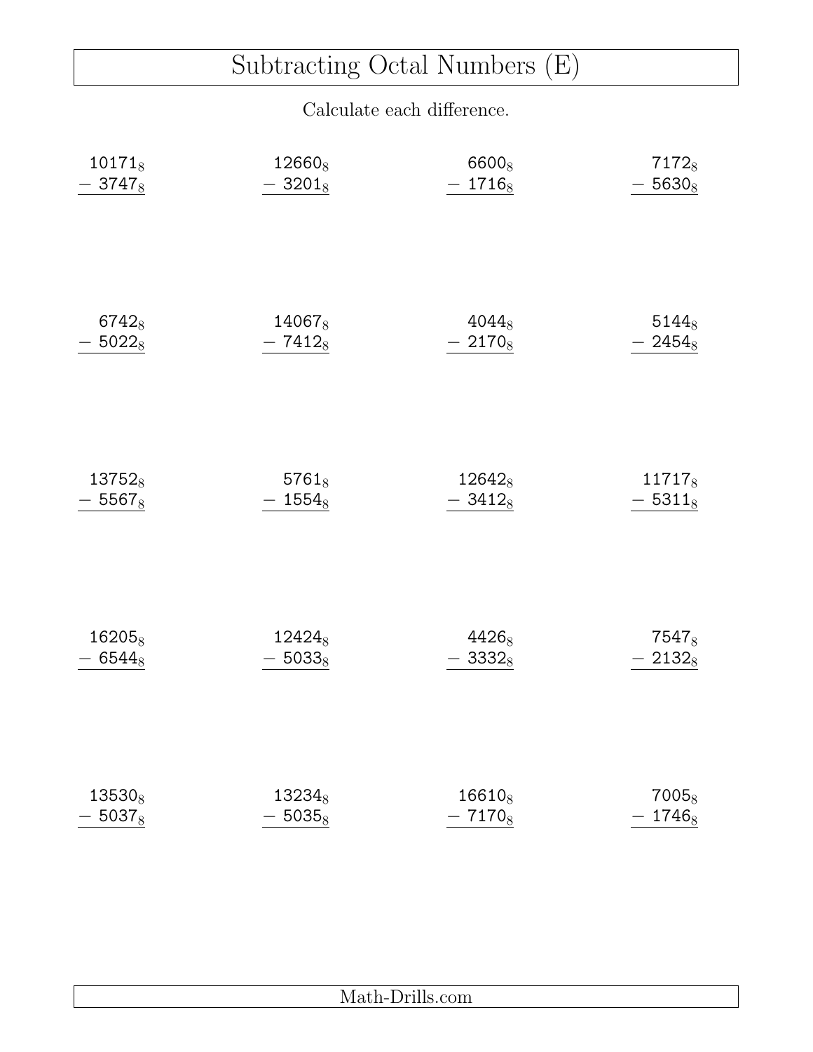# Subtracting Octal Numbers (E)

Calculate each difference.

| | | | |
|---|---|---|---|
| $10171_8 - 3747_8$ | $12660_8 - 3201_8$ | $6600_8 - 1716_8$ | $7172_8 - 5630_8$ |
| $6742_8 - 5022_8$ | $14067_8 - 7412_8$ | $4044_8 - 2170_8$ | $5144_8 - 2454_8$ |
| $13752_8 - 5567_8$ | $5761_8 - 1554_8$ | $12642_8 - 3412_8$ | $11717_8 - 5311_8$ |
| $16205_8 - 6544_8$ | $12424_8 - 5033_8$ | $4426_8 - 3332_8$ | $7547_8 - 2132_8$ |
| $13530_8 - 5037_8$ | $13234_8 - 5035_8$ | $16610_8 - 7170_8$ | $7005_8 - 1746_8$ |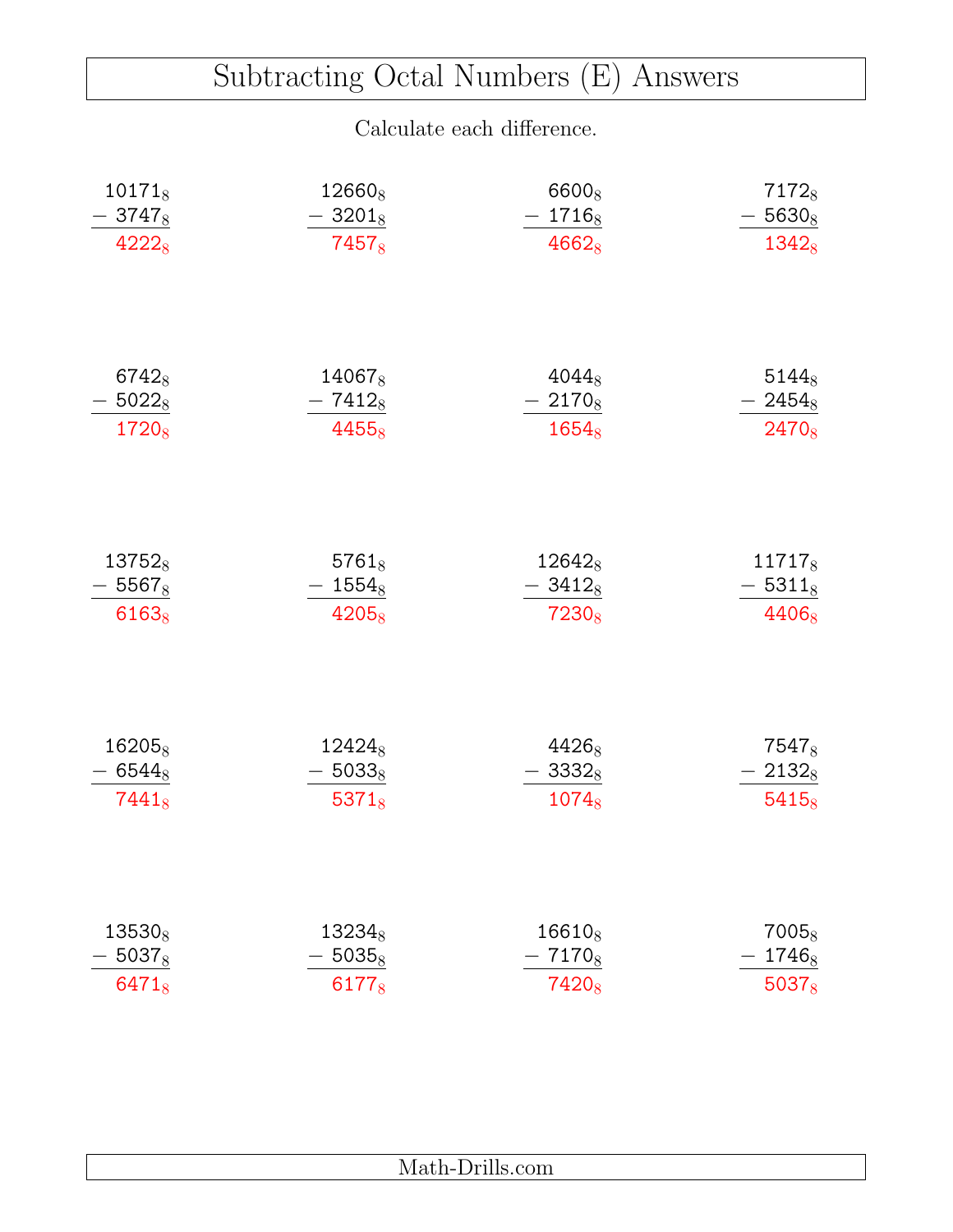# Subtracting Octal Numbers (E) Answers

Calculate each difference.

| | | | |
|---|---|---|---|
| $10171_8 - 3747_8 = 4222_8$ | $12660_8 - 3201_8 = 7457_8$ | $6600_8 - 1716_8 = 4662_8$ | $7172_8 - 5630_8 = 1342_8$ |
| $6742_8 - 5022_8 = 1720_8$ | $14067_8 - 7412_8 = 4455_8$ | $4044_8 - 2170_8 = 1654_8$ | $5144_8 - 2454_8 = 2470_8$ |
| $13752_8 - 5567_8 = 6163_8$ | $5761_8 - 1554_8 = 4205_8$ | $12642_8 - 3412_8 = 7230_8$ | $11717_8 - 5311_8 = 4406_8$ |
| $16205_8 - 6544_8 = 7441_8$ | $12424_8 - 5033_8 = 5371_8$ | $4426_8 - 3332_8 = 1074_8$ | $7547_8 - 2132_8 = 5415_8$ |
| $13530_8 - 5037_8 = 6471_8$ | $13234_8 - 5035_8 = 6177_8$ | $16610_8 - 7170_8 = 7420_8$ | $7005_8 - 1746_8 = 5037_8$ |

Math-Drills.com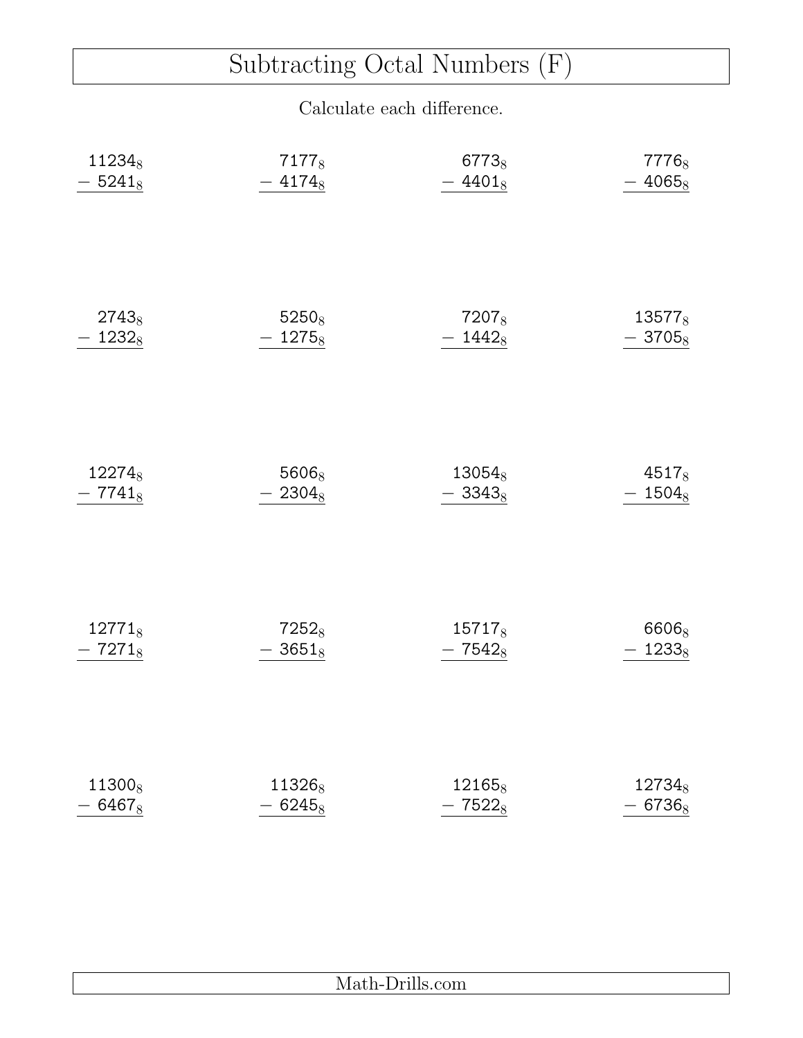# Subtracting Octal Numbers (F)

Calculate each difference.

$$\begin{array}{r} 11234_8 \\ -\ 5241_8 \\ \hline \end{array} \qquad \begin{array}{r} 7177_8 \\ -\ 4174_8 \\ \hline \end{array} \qquad \begin{array}{r} 6773_8 \\ -\ 4401_8 \\ \hline \end{array} \qquad \begin{array}{r} 7776_8 \\ -\ 4065_8 \\ \hline \end{array}$$

$$\begin{array}{r} 2743_8 \\ -\ 1232_8 \\ \hline \end{array} \qquad \begin{array}{r} 5250_8 \\ -\ 1275_8 \\ \hline \end{array} \qquad \begin{array}{r} 7207_8 \\ -\ 1442_8 \\ \hline \end{array} \qquad \begin{array}{r} 13577_8 \\ -\ 3705_8 \\ \hline \end{array}$$

$$\begin{array}{r} 12274_8 \\ -\ 7741_8 \\ \hline \end{array} \qquad \begin{array}{r} 5606_8 \\ -\ 2304_8 \\ \hline \end{array} \qquad \begin{array}{r} 13054_8 \\ -\ 3343_8 \\ \hline \end{array} \qquad \begin{array}{r} 4517_8 \\ -\ 1504_8 \\ \hline \end{array}$$

$$\begin{array}{r} 12771_8 \\ -\ 7271_8 \\ \hline \end{array} \qquad \begin{array}{r} 7252_8 \\ -\ 3651_8 \\ \hline \end{array} \qquad \begin{array}{r} 15717_8 \\ -\ 7542_8 \\ \hline \end{array} \qquad \begin{array}{r} 6606_8 \\ -\ 1233_8 \\ \hline \end{array}$$

$$\begin{array}{r} 11300_8 \\ -\ 6467_8 \\ \hline \end{array} \qquad \begin{array}{r} 11326_8 \\ -\ 6245_8 \\ \hline \end{array} \qquad \begin{array}{r} 12165_8 \\ -\ 7522_8 \\ \hline \end{array} \qquad \begin{array}{r} 12734_8 \\ -\ 6736_8 \\ \hline \end{array}$$

Math-Drills.com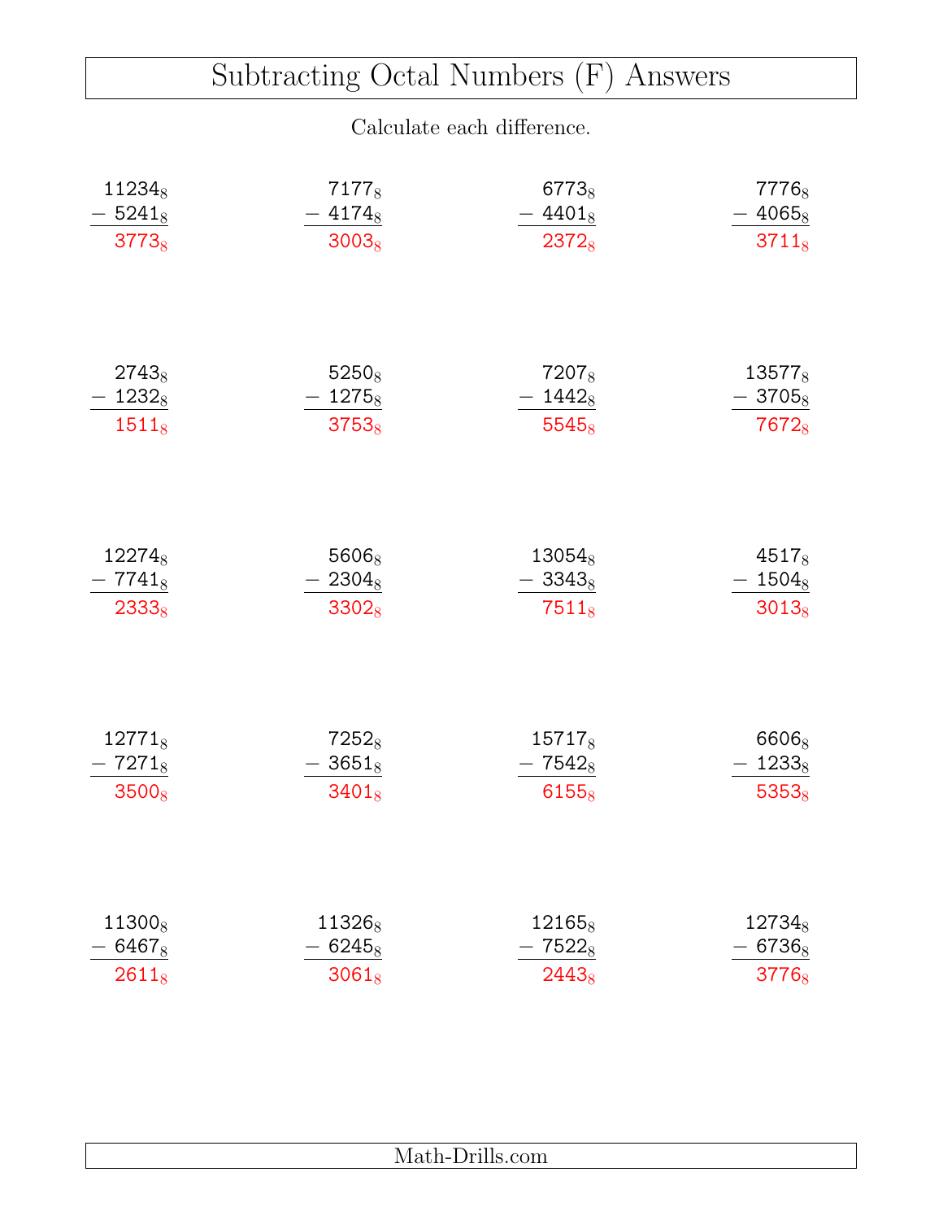# Subtracting Octal Numbers (F) Answers

Calculate each difference.

$$\begin{array}{r} 11234_8 \\ -\ 5241_8 \\ \hline 3773_8 \end{array} \qquad \begin{array}{r} 7177_8 \\ -\ 4174_8 \\ \hline 3003_8 \end{array} \qquad \begin{array}{r} 6773_8 \\ -\ 4401_8 \\ \hline 2372_8 \end{array} \qquad \begin{array}{r} 7776_8 \\ -\ 4065_8 \\ \hline 3711_8 \end{array}$$

$$\begin{array}{r} 2743_8 \\ -\ 1232_8 \\ \hline 1511_8 \end{array} \qquad \begin{array}{r} 5250_8 \\ -\ 1275_8 \\ \hline 3753_8 \end{array} \qquad \begin{array}{r} 7207_8 \\ -\ 1442_8 \\ \hline 5545_8 \end{array} \qquad \begin{array}{r} 13577_8 \\ -\ 3705_8 \\ \hline 7672_8 \end{array}$$

$$\begin{array}{r} 12274_8 \\ -\ 7741_8 \\ \hline 2333_8 \end{array} \qquad \begin{array}{r} 5606_8 \\ -\ 2304_8 \\ \hline 3302_8 \end{array} \qquad \begin{array}{r} 13054_8 \\ -\ 3343_8 \\ \hline 7511_8 \end{array} \qquad \begin{array}{r} 4517_8 \\ -\ 1504_8 \\ \hline 3013_8 \end{array}$$

$$\begin{array}{r} 12771_8 \\ -\ 7271_8 \\ \hline 3500_8 \end{array} \qquad \begin{array}{r} 7252_8 \\ -\ 3651_8 \\ \hline 3401_8 \end{array} \qquad \begin{array}{r} 15717_8 \\ -\ 7542_8 \\ \hline 6155_8 \end{array} \qquad \begin{array}{r} 6606_8 \\ -\ 1233_8 \\ \hline 5353_8 \end{array}$$

$$\begin{array}{r} 11300_8 \\ -\ 6467_8 \\ \hline 2611_8 \end{array} \qquad \begin{array}{r} 11326_8 \\ -\ 6245_8 \\ \hline 3061_8 \end{array} \qquad \begin{array}{r} 12165_8 \\ -\ 7522_8 \\ \hline 2443_8 \end{array} \qquad \begin{array}{r} 12734_8 \\ -\ 6736_8 \\ \hline 3776_8 \end{array}$$

Math-Drills.com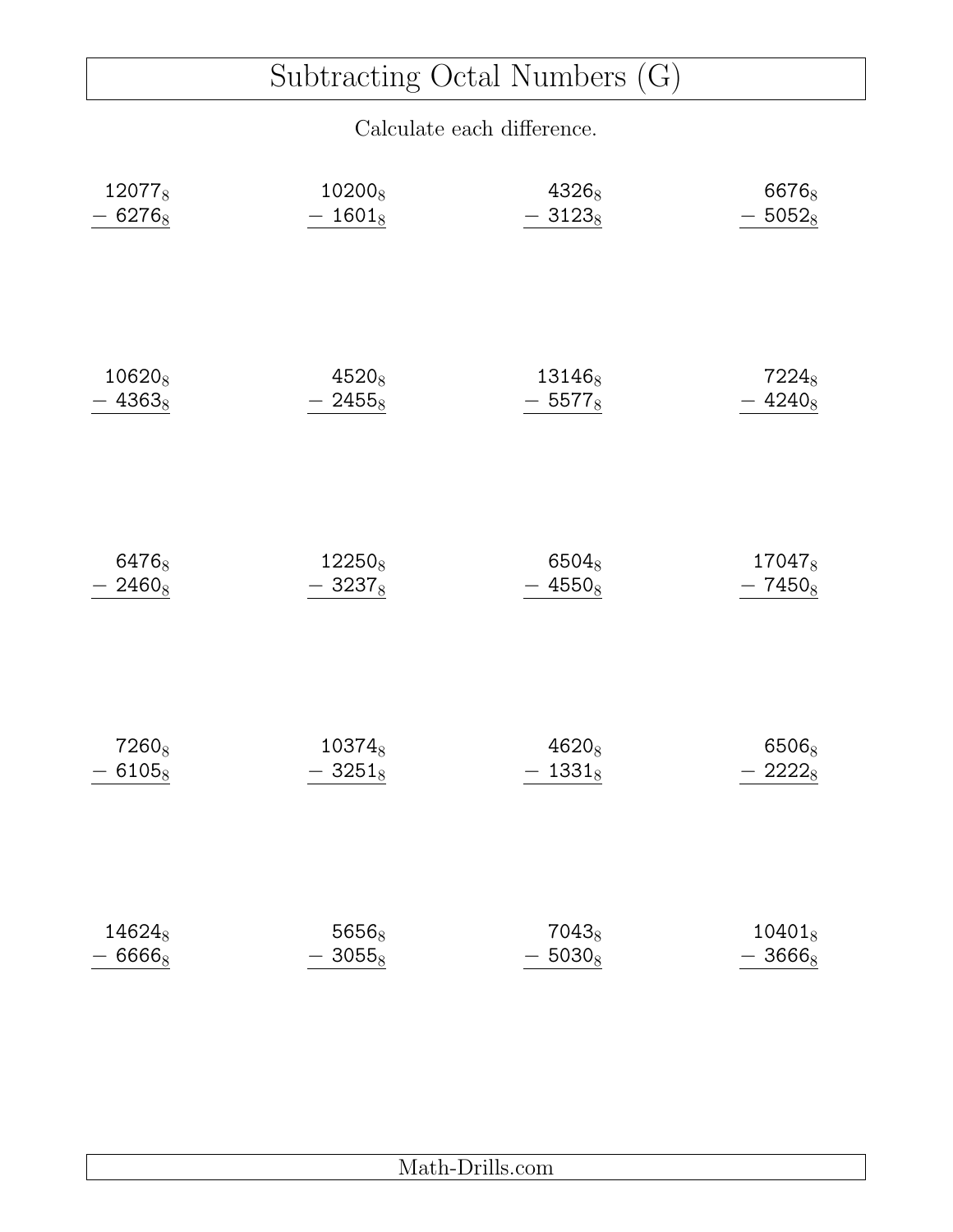# Subtracting Octal Numbers (G)

Calculate each difference.

| | | | |
|---|---|---|---|
| $12077_8 - 6276_8$ | $10200_8 - 1601_8$ | $4326_8 - 3123_8$ | $6676_8 - 5052_8$ |
| $10620_8 - 4363_8$ | $4520_8 - 2455_8$ | $13146_8 - 5577_8$ | $7224_8 - 4240_8$ |
| $6476_8 - 2460_8$ | $12250_8 - 3237_8$ | $6504_8 - 4550_8$ | $17047_8 - 7450_8$ |
| $7260_8 - 6105_8$ | $10374_8 - 3251_8$ | $4620_8 - 1331_8$ | $6506_8 - 2222_8$ |
| $14624_8 - 6666_8$ | $5656_8 - 3055_8$ | $7043_8 - 5030_8$ | $10401_8 - 3666_8$ |

Math-Drills.com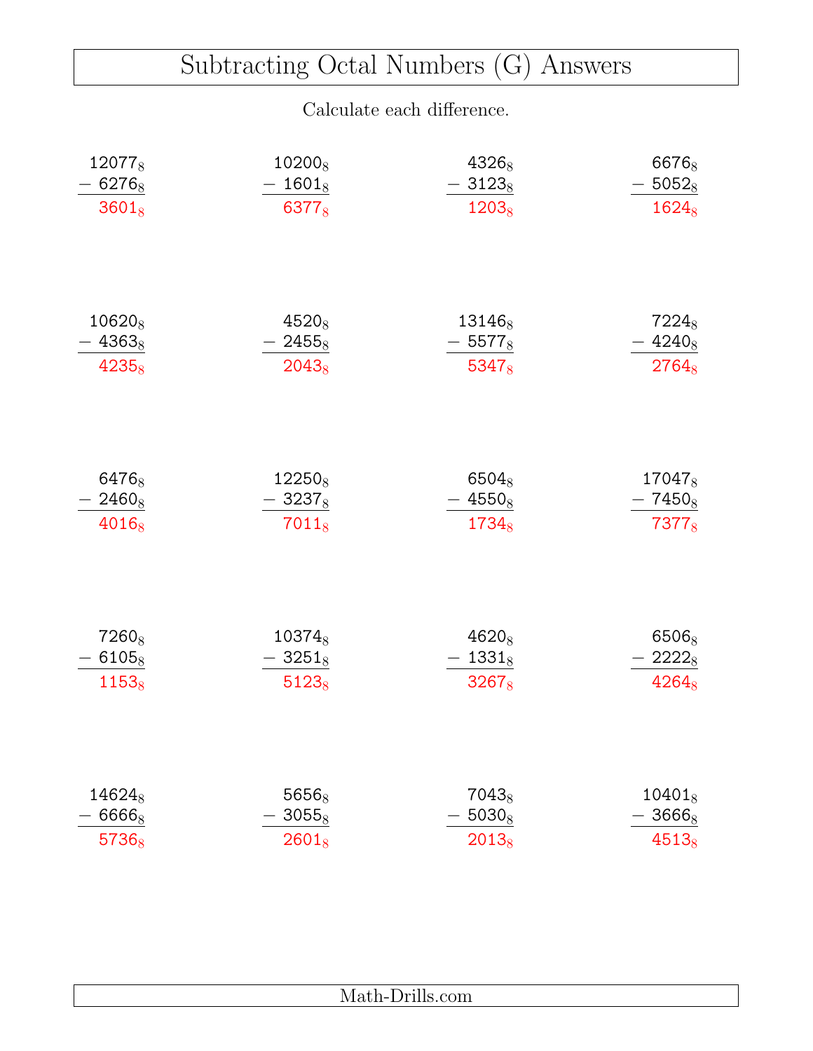# Subtracting Octal Numbers (G) Answers

Calculate each difference.

$$\begin{array}{r} 12077_8 \\ -\ 6276_8 \\ \hline 3601_8 \end{array} \quad \begin{array}{r} 10200_8 \\ -\ 1601_8 \\ \hline 6377_8 \end{array} \quad \begin{array}{r} 4326_8 \\ -\ 3123_8 \\ \hline 1203_8 \end{array} \quad \begin{array}{r} 6676_8 \\ -\ 5052_8 \\ \hline 1624_8 \end{array}$$

$$\begin{array}{r} 10620_8 \\ -\ 4363_8 \\ \hline 4235_8 \end{array} \quad \begin{array}{r} 4520_8 \\ -\ 2455_8 \\ \hline 2043_8 \end{array} \quad \begin{array}{r} 13146_8 \\ -\ 5577_8 \\ \hline 5347_8 \end{array} \quad \begin{array}{r} 7224_8 \\ -\ 4240_8 \\ \hline 2764_8 \end{array}$$

$$\begin{array}{r} 6476_8 \\ -\ 2460_8 \\ \hline 4016_8 \end{array} \quad \begin{array}{r} 12250_8 \\ -\ 3237_8 \\ \hline 7011_8 \end{array} \quad \begin{array}{r} 6504_8 \\ -\ 4550_8 \\ \hline 1734_8 \end{array} \quad \begin{array}{r} 17047_8 \\ -\ 7450_8 \\ \hline 7377_8 \end{array}$$

$$\begin{array}{r} 7260_8 \\ -\ 6105_8 \\ \hline 1153_8 \end{array} \quad \begin{array}{r} 10374_8 \\ -\ 3251_8 \\ \hline 5123_8 \end{array} \quad \begin{array}{r} 4620_8 \\ -\ 1331_8 \\ \hline 3267_8 \end{array} \quad \begin{array}{r} 6506_8 \\ -\ 2222_8 \\ \hline 4264_8 \end{array}$$

$$\begin{array}{r} 14624_8 \\ -\ 6666_8 \\ \hline 5736_8 \end{array} \quad \begin{array}{r} 5656_8 \\ -\ 3055_8 \\ \hline 2601_8 \end{array} \quad \begin{array}{r} 7043_8 \\ -\ 5030_8 \\ \hline 2013_8 \end{array} \quad \begin{array}{r} 10401_8 \\ -\ 3666_8 \\ \hline 4513_8 \end{array}$$

Math-Drills.com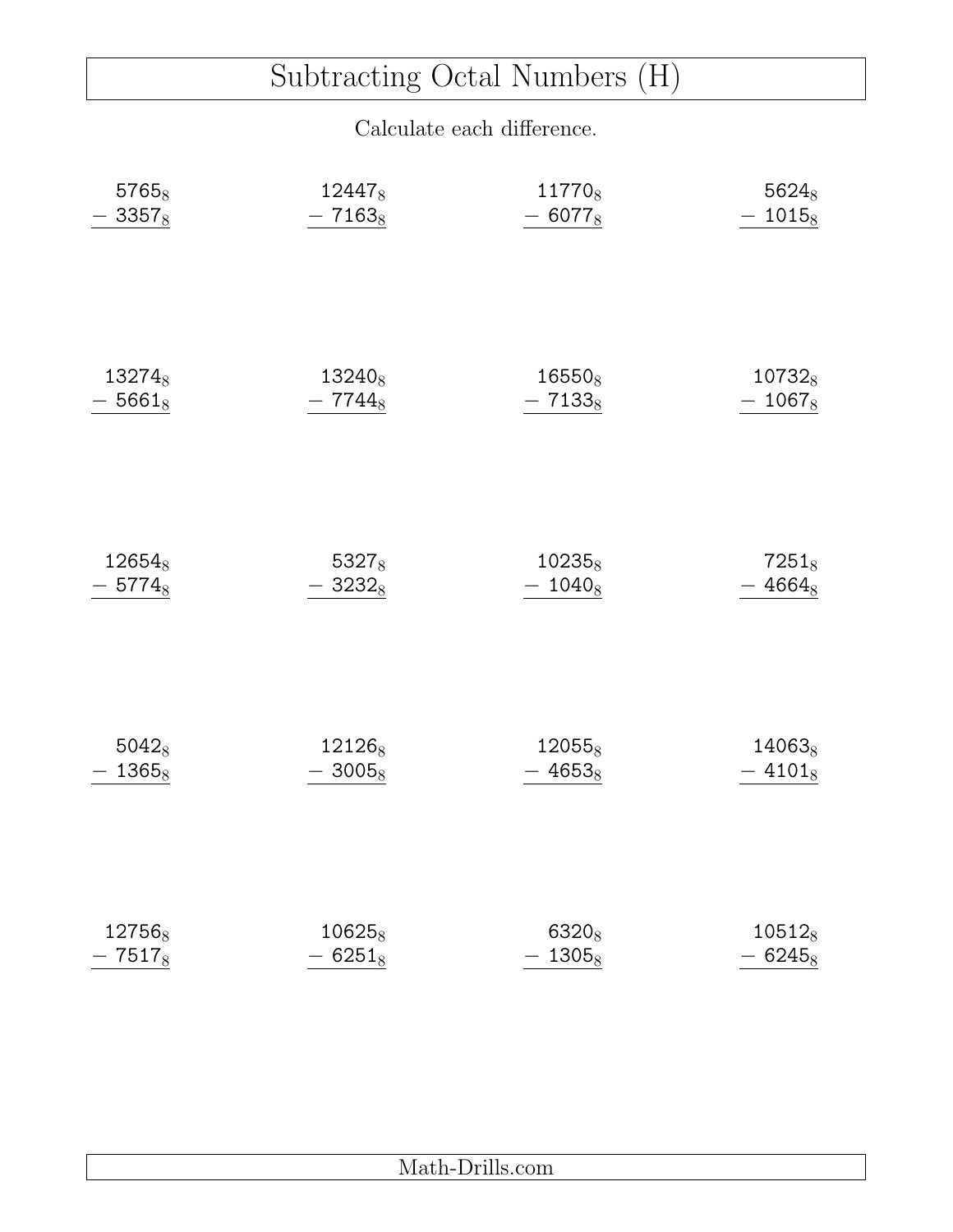# Subtracting Octal Numbers (H)

Calculate each difference.

| | | | |
|---|---|---|---|
| $5765_8 - 3357_8$ | $12447_8 - 7163_8$ | $11770_8 - 6077_8$ | $5624_8 - 1015_8$ |
| $13274_8 - 5661_8$ | $13240_8 - 7744_8$ | $16550_8 - 7133_8$ | $10732_8 - 1067_8$ |
| $12654_8 - 5774_8$ | $5327_8 - 3232_8$ | $10235_8 - 1040_8$ | $7251_8 - 4664_8$ |
| $5042_8 - 1365_8$ | $12126_8 - 3005_8$ | $12055_8 - 4653_8$ | $14063_8 - 4101_8$ |
| $12756_8 - 7517_8$ | $10625_8 - 6251_8$ | $6320_8 - 1305_8$ | $10512_8 - 6245_8$ |

Math-Drills.com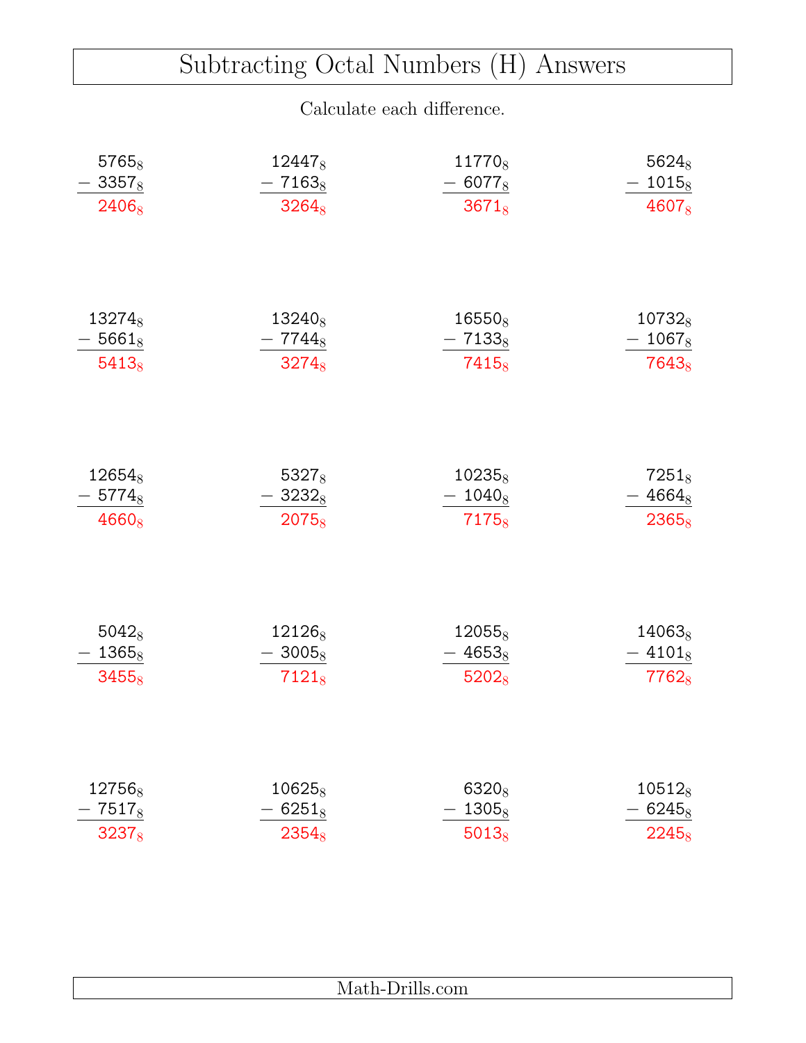# Subtracting Octal Numbers (H) Answers

Calculate each difference.

$$\begin{array}{r} 5765_8 \\ -\ 3357_8 \\ \hline 2406_8 \end{array} \quad \begin{array}{r} 12447_8 \\ -\ 7163_8 \\ \hline 3264_8 \end{array} \quad \begin{array}{r} 11770_8 \\ -\ 6077_8 \\ \hline 3671_8 \end{array} \quad \begin{array}{r} 5624_8 \\ -\ 1015_8 \\ \hline 4607_8 \end{array}$$

$$\begin{array}{r} 13274_8 \\ -\ 5661_8 \\ \hline 5413_8 \end{array} \quad \begin{array}{r} 13240_8 \\ -\ 7744_8 \\ \hline 3274_8 \end{array} \quad \begin{array}{r} 16550_8 \\ -\ 7133_8 \\ \hline 7415_8 \end{array} \quad \begin{array}{r} 10732_8 \\ -\ 1067_8 \\ \hline 7643_8 \end{array}$$

$$\begin{array}{r} 12654_8 \\ -\ 5774_8 \\ \hline 4660_8 \end{array} \quad \begin{array}{r} 5327_8 \\ -\ 3232_8 \\ \hline 2075_8 \end{array} \quad \begin{array}{r} 10235_8 \\ -\ 1040_8 \\ \hline 7175_8 \end{array} \quad \begin{array}{r} 7251_8 \\ -\ 4664_8 \\ \hline 2365_8 \end{array}$$

$$\begin{array}{r} 5042_8 \\ -\ 1365_8 \\ \hline 3455_8 \end{array} \quad \begin{array}{r} 12126_8 \\ -\ 3005_8 \\ \hline 7121_8 \end{array} \quad \begin{array}{r} 12055_8 \\ -\ 4653_8 \\ \hline 5202_8 \end{array} \quad \begin{array}{r} 14063_8 \\ -\ 4101_8 \\ \hline 7762_8 \end{array}$$

$$\begin{array}{r} 12756_8 \\ -\ 7517_8 \\ \hline 3237_8 \end{array} \quad \begin{array}{r} 10625_8 \\ -\ 6251_8 \\ \hline 2354_8 \end{array} \quad \begin{array}{r} 6320_8 \\ -\ 1305_8 \\ \hline 5013_8 \end{array} \quad \begin{array}{r} 10512_8 \\ -\ 6245_8 \\ \hline 2245_8 \end{array}$$

Math-Drills.com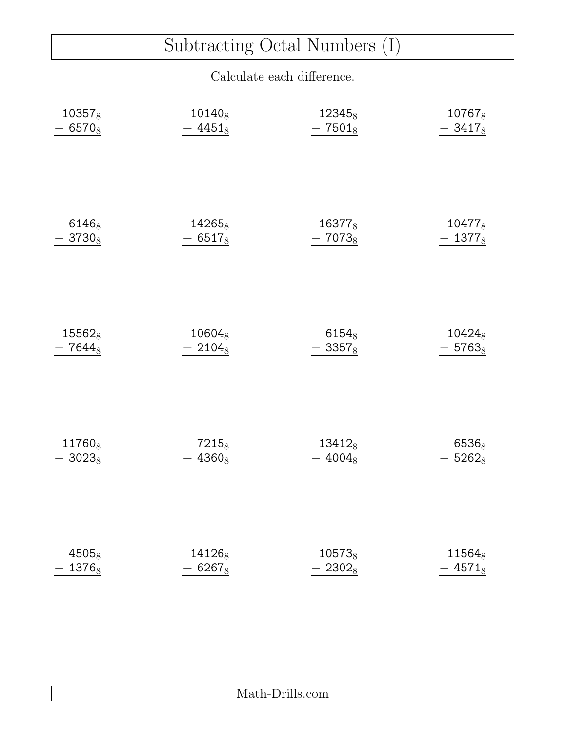# Subtracting Octal Numbers (I)

Calculate each difference.

| | | | |
|---|---|---|---|
| $10357_8 - 6570_8$ | $10140_8 - 4451_8$ | $12345_8 - 7501_8$ | $10767_8 - 3417_8$ |
| $6146_8 - 3730_8$ | $14265_8 - 6517_8$ | $16377_8 - 7073_8$ | $10477_8 - 1377_8$ |
| $15562_8 - 7644_8$ | $10604_8 - 2104_8$ | $6154_8 - 3357_8$ | $10424_8 - 5763_8$ |
| $11760_8 - 3023_8$ | $7215_8 - 4360_8$ | $13412_8 - 4004_8$ | $6536_8 - 5262_8$ |
| $4505_8 - 1376_8$ | $14126_8 - 6267_8$ | $10573_8 - 2302_8$ | $11564_8 - 4571_8$ |

Math-Drills.com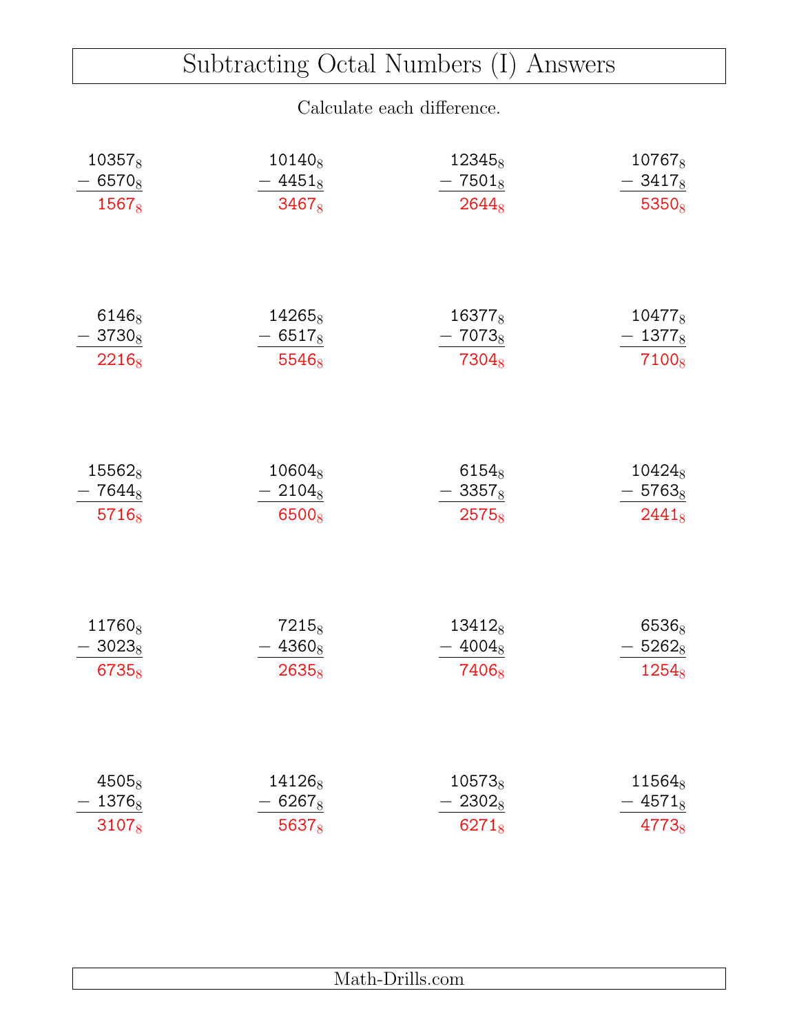# Subtracting Octal Numbers (I) Answers

Calculate each difference.

| | | | |
|---|---|---|---|
| $10357_8 - 6570_8 = 1567_8$ | $10140_8 - 4451_8 = 3467_8$ | $12345_8 - 7501_8 = 2644_8$ | $10767_8 - 3417_8 = 5350_8$ |
| $6146_8 - 3730_8 = 2216_8$ | $14265_8 - 6517_8 = 5546_8$ | $16377_8 - 7073_8 = 7304_8$ | $10477_8 - 1377_8 = 7100_8$ |
| $15562_8 - 7644_8 = 5716_8$ | $10604_8 - 2104_8 = 6500_8$ | $6154_8 - 3357_8 = 2575_8$ | $10424_8 - 5763_8 = 2441_8$ |
| $11760_8 - 3023_8 = 6735_8$ | $7215_8 - 4360_8 = 2635_8$ | $13412_8 - 4004_8 = 7406_8$ | $6536_8 - 5262_8 = 1254_8$ |
| $4505_8 - 1376_8 = 3107_8$ | $14126_8 - 6267_8 = 5637_8$ | $10573_8 - 2302_8 = 6271_8$ | $11564_8 - 4571_8 = 4773_8$ |

Math-Drills.com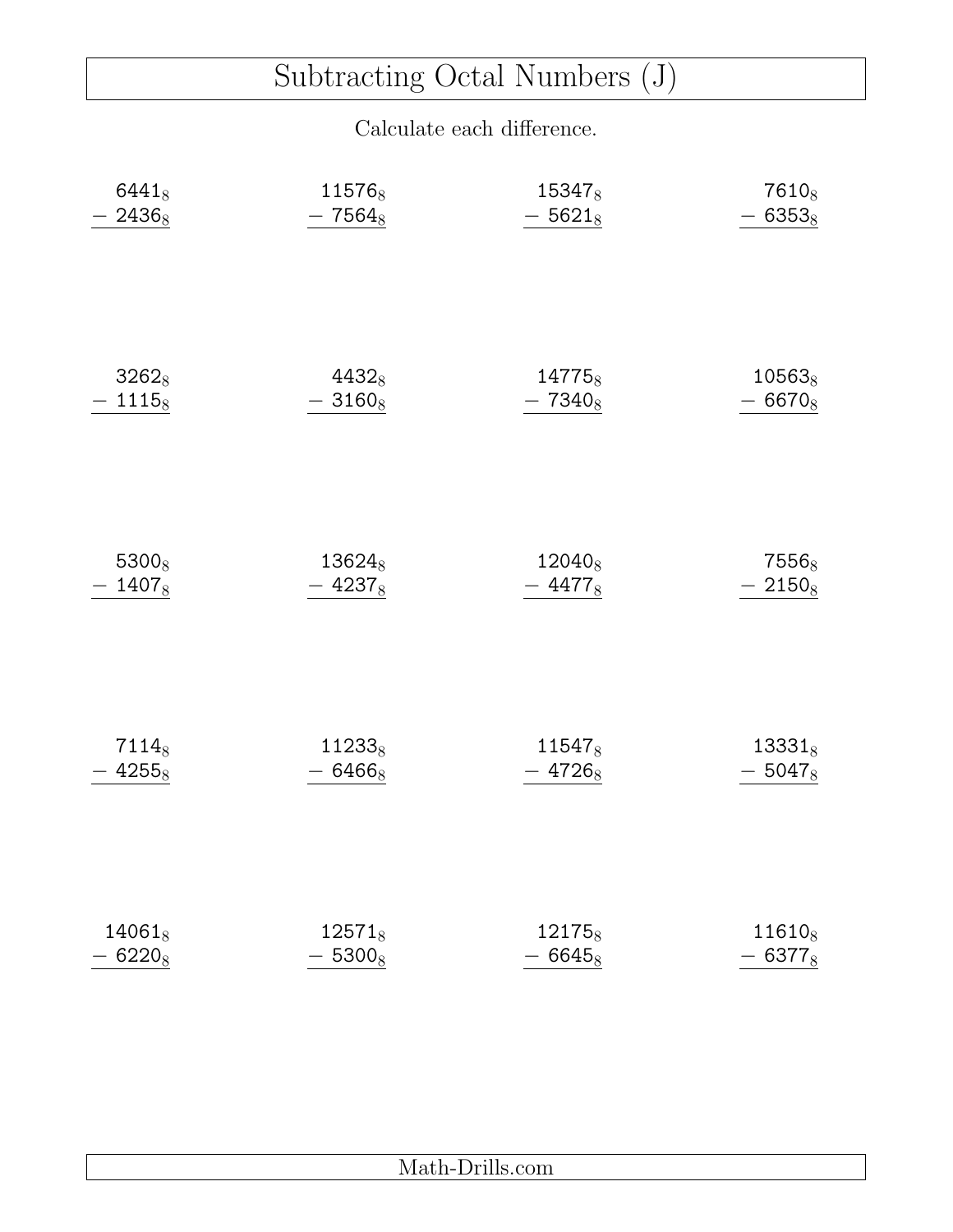# Subtracting Octal Numbers (J)

Calculate each difference.

| | | | |
|---|---|---|---|
| $\begin{array}{r} 6441_8 \\ -\ 2436_8 \\ \hline \end{array}$ | $\begin{array}{r} 11576_8 \\ -\ 7564_8 \\ \hline \end{array}$ | $\begin{array}{r} 15347_8 \\ -\ 5621_8 \\ \hline \end{array}$ | $\begin{array}{r} 7610_8 \\ -\ 6353_8 \\ \hline \end{array}$ |
| $\begin{array}{r} 3262_8 \\ -\ 1115_8 \\ \hline \end{array}$ | $\begin{array}{r} 4432_8 \\ -\ 3160_8 \\ \hline \end{array}$ | $\begin{array}{r} 14775_8 \\ -\ 7340_8 \\ \hline \end{array}$ | $\begin{array}{r} 10563_8 \\ -\ 6670_8 \\ \hline \end{array}$ |
| $\begin{array}{r} 5300_8 \\ -\ 1407_8 \\ \hline \end{array}$ | $\begin{array}{r} 13624_8 \\ -\ 4237_8 \\ \hline \end{array}$ | $\begin{array}{r} 12040_8 \\ -\ 4477_8 \\ \hline \end{array}$ | $\begin{array}{r} 7556_8 \\ -\ 2150_8 \\ \hline \end{array}$ |
| $\begin{array}{r} 7114_8 \\ -\ 4255_8 \\ \hline \end{array}$ | $\begin{array}{r} 11233_8 \\ -\ 6466_8 \\ \hline \end{array}$ | $\begin{array}{r} 11547_8 \\ -\ 4726_8 \\ \hline \end{array}$ | $\begin{array}{r} 13331_8 \\ -\ 5047_8 \\ \hline \end{array}$ |
| $\begin{array}{r} 14061_8 \\ -\ 6220_8 \\ \hline \end{array}$ | $\begin{array}{r} 12571_8 \\ -\ 5300_8 \\ \hline \end{array}$ | $\begin{array}{r} 12175_8 \\ -\ 6645_8 \\ \hline \end{array}$ | $\begin{array}{r} 11610_8 \\ -\ 6377_8 \\ \hline \end{array}$ |

Math-Drills.com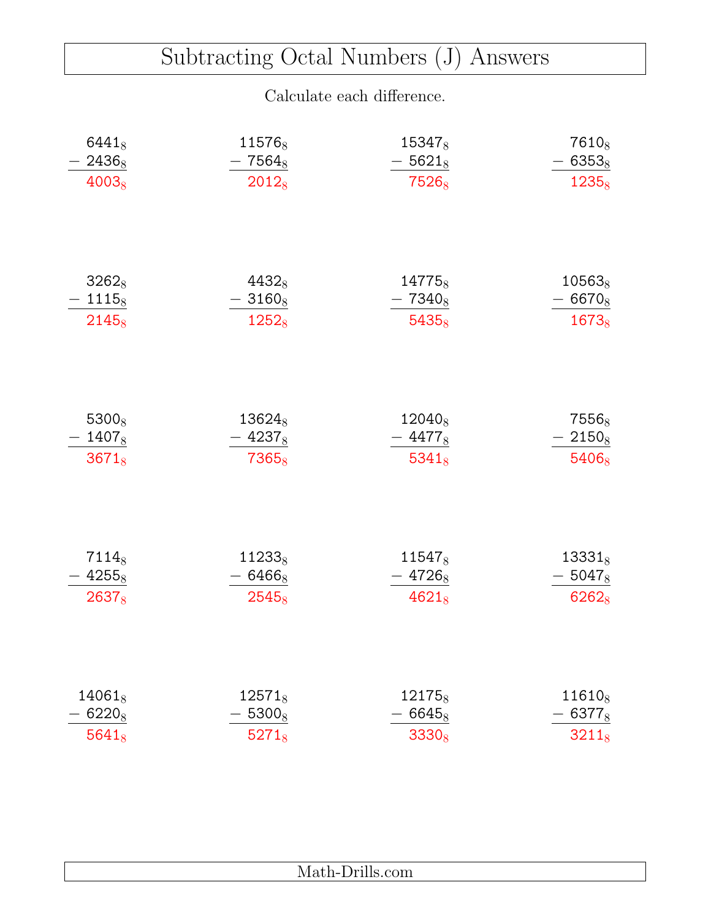# Subtracting Octal Numbers (J) Answers

Calculate each difference.

$$\begin{array}{r} 6441_8 \\ -\ 2436_8 \\ \hline 4003_8 \end{array}$$

$$\begin{array}{r} 11576_8 \\ -\ 7564_8 \\ \hline 2012_8 \end{array}$$

$$\begin{array}{r} 15347_8 \\ -\ 5621_8 \\ \hline 7526_8 \end{array}$$

$$\begin{array}{r} 7610_8 \\ -\ 6353_8 \\ \hline 1235_8 \end{array}$$

$$\begin{array}{r} 3262_8 \\ -\ 1115_8 \\ \hline 2145_8 \end{array}$$

$$\begin{array}{r} 4432_8 \\ -\ 3160_8 \\ \hline 1252_8 \end{array}$$

$$\begin{array}{r} 14775_8 \\ -\ 7340_8 \\ \hline 5435_8 \end{array}$$

$$\begin{array}{r} 10563_8 \\ -\ 6670_8 \\ \hline 1673_8 \end{array}$$

$$\begin{array}{r} 5300_8 \\ -\ 1407_8 \\ \hline 3671_8 \end{array}$$

$$\begin{array}{r} 13624_8 \\ -\ 4237_8 \\ \hline 7365_8 \end{array}$$

$$\begin{array}{r} 12040_8 \\ -\ 4477_8 \\ \hline 5341_8 \end{array}$$

$$\begin{array}{r} 7556_8 \\ -\ 2150_8 \\ \hline 5406_8 \end{array}$$

$$\begin{array}{r} 7114_8 \\ -\ 4255_8 \\ \hline 2637_8 \end{array}$$

$$\begin{array}{r} 11233_8 \\ -\ 6466_8 \\ \hline 2545_8 \end{array}$$

$$\begin{array}{r} 11547_8 \\ -\ 4726_8 \\ \hline 4621_8 \end{array}$$

$$\begin{array}{r} 13331_8 \\ -\ 5047_8 \\ \hline 6262_8 \end{array}$$

$$\begin{array}{r} 14061_8 \\ -\ 6220_8 \\ \hline 5641_8 \end{array}$$

$$\begin{array}{r} 12571_8 \\ -\ 5300_8 \\ \hline 5271_8 \end{array}$$

$$\begin{array}{r} 12175_8 \\ -\ 6645_8 \\ \hline 3330_8 \end{array}$$

$$\begin{array}{r} 11610_8 \\ -\ 6377_8 \\ \hline 3211_8 \end{array}$$

Math-Drills.com